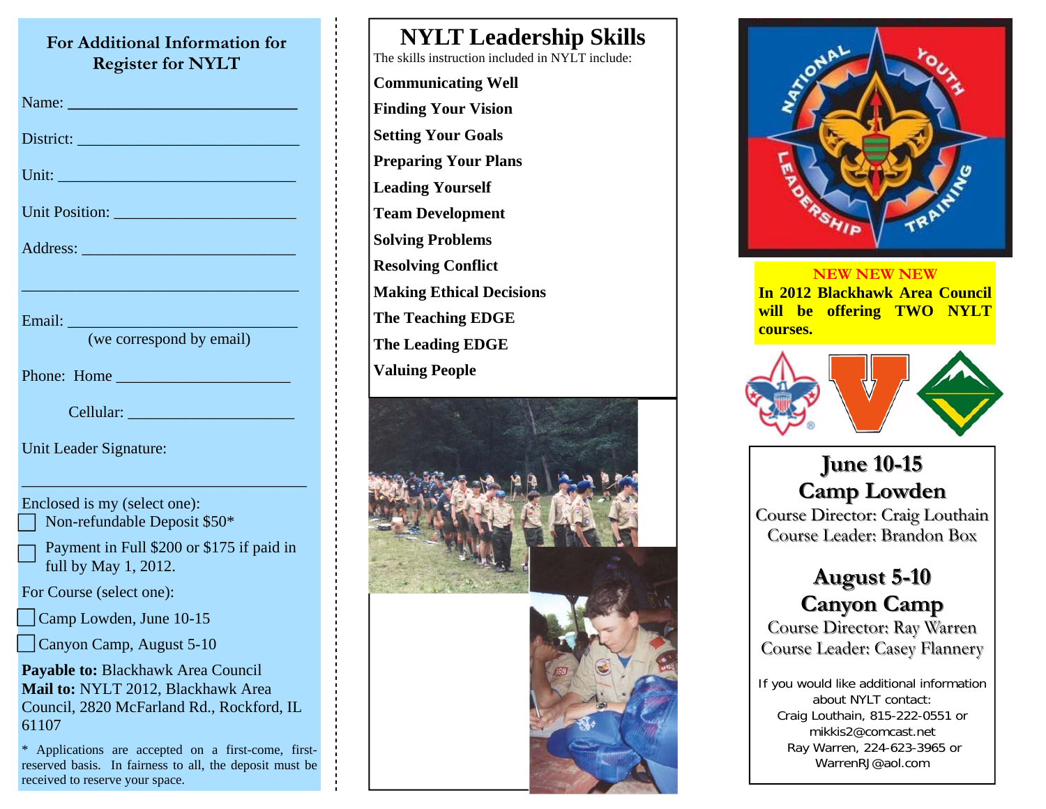## For Additional Information for Register for NYLT

Name: ___________________________

District: ___________________________

Unit: ___________________________

Unit Position: ______________________

Address: __________________________

___________________________________

Email: ____________________________
(we correspond by email)

Phone: Home _____________________

Cellular: ____________________

Unit Leader Signature:

___________________________________

Enclosed is my (select one):

☐ Non-refundable Deposit $50*

☐ Payment in Full $200 or $175 if paid in full by May 1, 2012.

For Course (select one):

☐ Camp Lowden, June 10-15

☐ Canyon Camp, August 5-10

**Payable to:** Blackhawk Area Council
**Mail to:** NYLT 2012, Blackhawk Area Council, 2820 McFarland Rd., Rockford, IL 61107

* Applications are accepted on a first-come, first-reserved basis. In fairness to all, the deposit must be received to reserve your space.

# NYLT Leadership Skills

The skills instruction included in NYLT include:

**Communicating Well**
**Finding Your Vision**
**Setting Your Goals**
**Preparing Your Plans**
**Leading Yourself**
**Team Development**
**Solving Problems**
**Resolving Conflict**
**Making Ethical Decisions**
**The Teaching EDGE**
**The Leading EDGE**
**Valuing People**

NATIONAL YOUTH LEADERSHIP TRAINING

**NEW NEW NEW**
**In 2012 Blackhawk Area Council will be offering TWO NYLT courses.**

## June 10-15
## Camp Lowden

Course Director: Craig Louthain
Course Leader: Brandon Box

## August 5-10
## Canyon Camp

Course Director: Ray Warren
Course Leader: Casey Flannery

If you would like additional information about NYLT contact:
Craig Louthain, 815-222-0551 or mikkis2@comcast.net
Ray Warren, 224-623-3965 or WarrenRJ@aol.com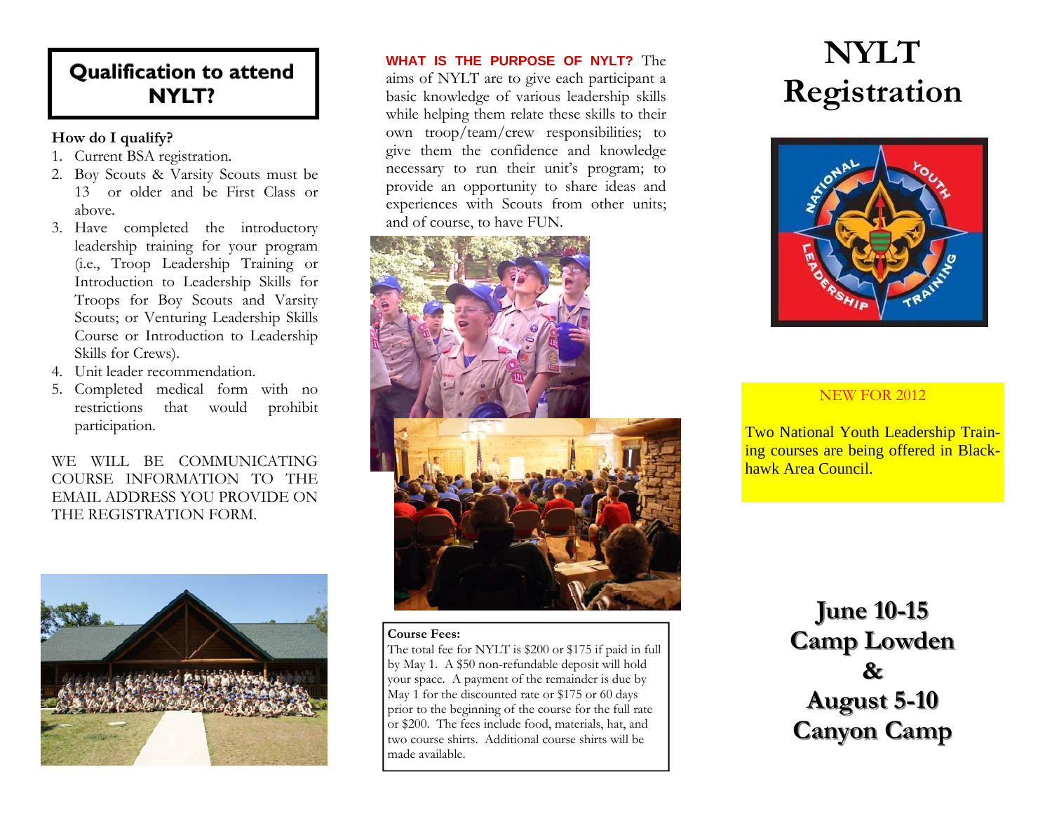## Qualification to attend NYLT?

**How do I qualify?**

1. Current BSA registration.
2. Boy Scouts & Varsity Scouts must be 13 or older and be First Class or above.
3. Have completed the introductory leadership training for your program (i.e., Troop Leadership Training or Introduction to Leadership Skills for Troops for Boy Scouts and Varsity Scouts; or Venturing Leadership Skills Course or Introduction to Leadership Skills for Crews).
4. Unit leader recommendation.
5. Completed medical form with no restrictions that would prohibit participation.

WE WILL BE COMMUNICATING COURSE INFORMATION TO THE EMAIL ADDRESS YOU PROVIDE ON THE REGISTRATION FORM.

**WHAT IS THE PURPOSE OF NYLT?** The aims of NYLT are to give each participant a basic knowledge of various leadership skills while helping them relate these skills to their own troop/team/crew responsibilities; to give them the confidence and knowledge necessary to run their unit's program; to provide an opportunity to share ideas and experiences with Scouts from other units; and of course, to have FUN.

**Course Fees:**
The total fee for NYLT is $200 or $175 if paid in full by May 1. A $50 non-refundable deposit will hold your space. A payment of the remainder is due by May 1 for the discounted rate or $175 or 60 days prior to the beginning of the course for the full rate or $200. The fees include food, materials, hat, and two course shirts. Additional course shirts will be made available.

# NYLT Registration

NEW FOR 2012

Two National Youth Leadership Training courses are being offered in Blackhawk Area Council.

**June 10-15**
**Camp Lowden**
**&**
**August 5-10**
**Canyon Camp**